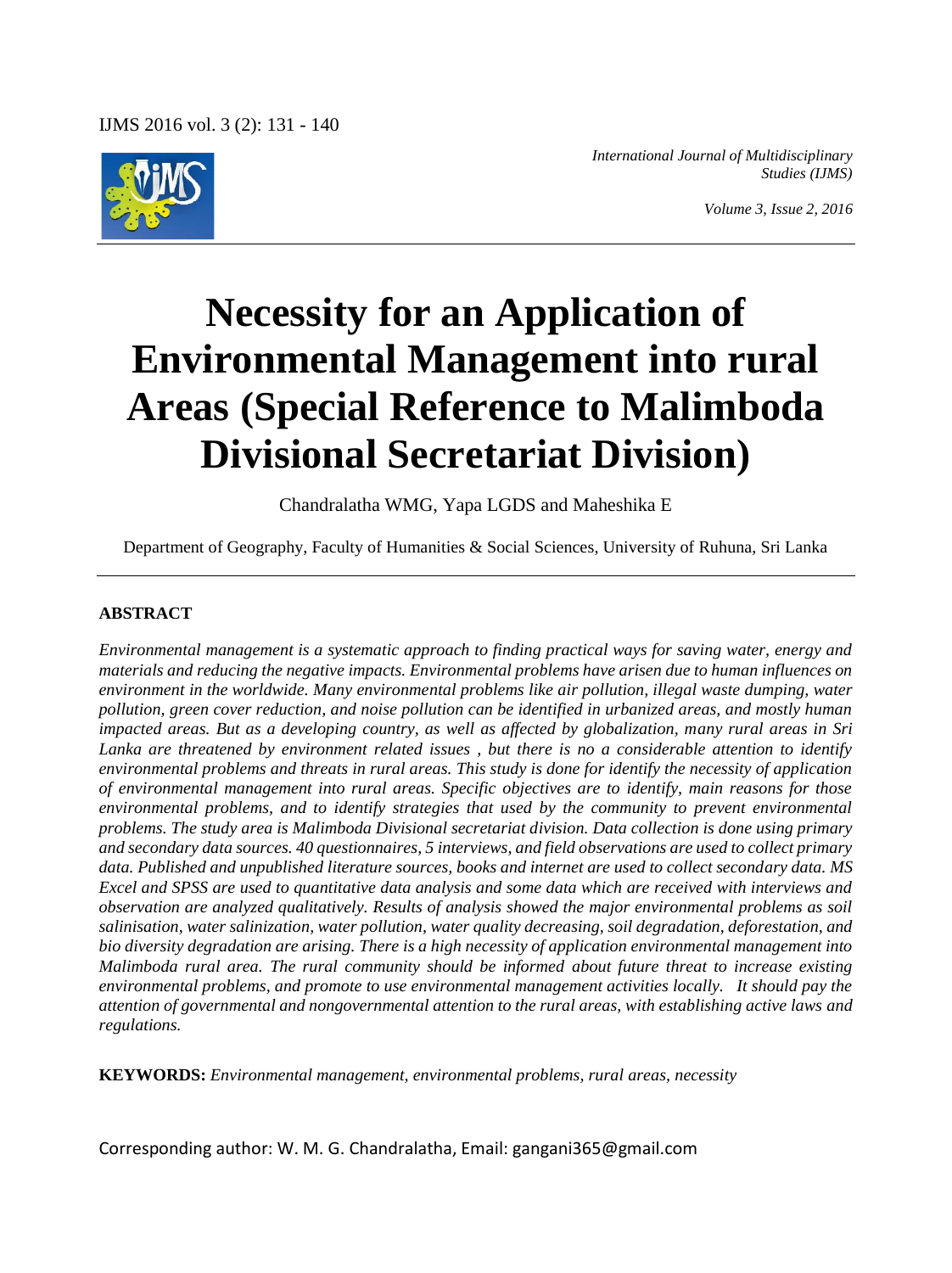# Necessity for an Application of Environmental Management into rural Areas (Special Reference to Malimboda Divisional Secretariat Division)

Chandralatha WMG, Yapa LGDS and Maheshika E

Department of Geography, Faculty of Humanities & Social Sciences, University of Ruhuna, Sri Lanka

## ABSTRACT

*Environmental management is a systematic approach to finding practical ways for saving water, energy and materials and reducing the negative impacts. Environmental problems have arisen due to human influences on environment in the worldwide. Many environmental problems like air pollution, illegal waste dumping, water pollution, green cover reduction, and noise pollution can be identified in urbanized areas, and mostly human impacted areas. But as a developing country, as well as affected by globalization, many rural areas in Sri Lanka are threatened by environment related issues , but there is no a considerable attention to identify environmental problems and threats in rural areas. This study is done for identify the necessity of application of environmental management into rural areas. Specific objectives are to identify, main reasons for those environmental problems, and to identify strategies that used by the community to prevent environmental problems. The study area is Malimboda Divisional secretariat division. Data collection is done using primary and secondary data sources. 40 questionnaires, 5 interviews, and field observations are used to collect primary data. Published and unpublished literature sources, books and internet are used to collect secondary data. MS Excel and SPSS are used to quantitative data analysis and some data which are received with interviews and observation are analyzed qualitatively. Results of analysis showed the major environmental problems as soil salinisation, water salinization, water pollution, water quality decreasing, soil degradation, deforestation, and bio diversity degradation are arising. There is a high necessity of application environmental management into Malimboda rural area. The rural community should be informed about future threat to increase existing environmental problems, and promote to use environmental management activities locally. It should pay the attention of governmental and nongovernmental attention to the rural areas, with establishing active laws and regulations.*

**KEYWORDS:** *Environmental management, environmental problems, rural areas, necessity*

Corresponding author: W. M. G. Chandralatha, Email: gangani365@gmail.com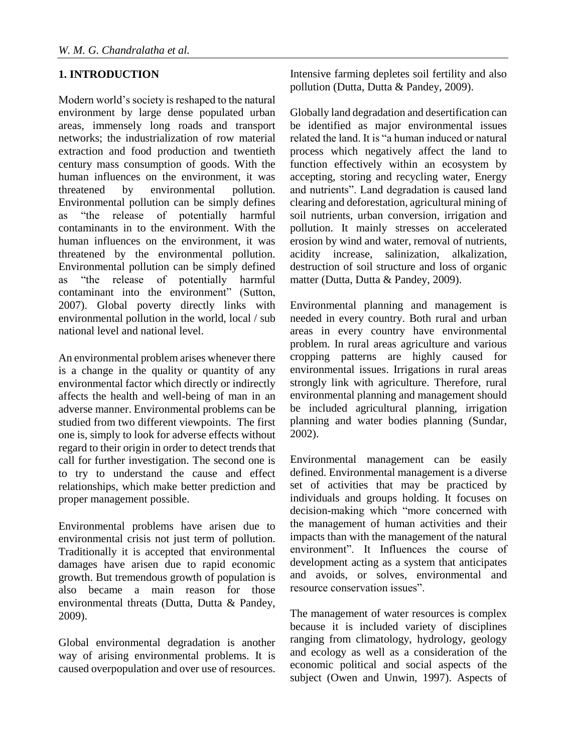## 1. INTRODUCTION

Modern world's society is reshaped to the natural environment by large dense populated urban areas, immensely long roads and transport networks; the industrialization of row material extraction and food production and twentieth century mass consumption of goods. With the human influences on the environment, it was threatened by environmental pollution. Environmental pollution can be simply defines as "the release of potentially harmful contaminants in to the environment. With the human influences on the environment, it was threatened by the environmental pollution. Environmental pollution can be simply defined as "the release of potentially harmful contaminant into the environment" (Sutton, 2007). Global poverty directly links with environmental pollution in the world, local / sub national level and national level.

An environmental problem arises whenever there is a change in the quality or quantity of any environmental factor which directly or indirectly affects the health and well-being of man in an adverse manner. Environmental problems can be studied from two different viewpoints. The first one is, simply to look for adverse effects without regard to their origin in order to detect trends that call for further investigation. The second one is to try to understand the cause and effect relationships, which make better prediction and proper management possible.

Environmental problems have arisen due to environmental crisis not just term of pollution. Traditionally it is accepted that environmental damages have arisen due to rapid economic growth. But tremendous growth of population is also became a main reason for those environmental threats (Dutta, Dutta & Pandey, 2009).

Global environmental degradation is another way of arising environmental problems. It is caused overpopulation and over use of resources. Intensive farming depletes soil fertility and also pollution (Dutta, Dutta & Pandey, 2009).

Globally land degradation and desertification can be identified as major environmental issues related the land. It is "a human induced or natural process which negatively affect the land to function effectively within an ecosystem by accepting, storing and recycling water, Energy and nutrients". Land degradation is caused land clearing and deforestation, agricultural mining of soil nutrients, urban conversion, irrigation and pollution. It mainly stresses on accelerated erosion by wind and water, removal of nutrients, acidity increase, salinization, alkalization, destruction of soil structure and loss of organic matter (Dutta, Dutta & Pandey, 2009).

Environmental planning and management is needed in every country. Both rural and urban areas in every country have environmental problem. In rural areas agriculture and various cropping patterns are highly caused for environmental issues. Irrigations in rural areas strongly link with agriculture. Therefore, rural environmental planning and management should be included agricultural planning, irrigation planning and water bodies planning (Sundar, 2002).

Environmental management can be easily defined. Environmental management is a diverse set of activities that may be practiced by individuals and groups holding. It focuses on decision-making which "more concerned with the management of human activities and their impacts than with the management of the natural environment". It Influences the course of development acting as a system that anticipates and avoids, or solves, environmental and resource conservation issues".

The management of water resources is complex because it is included variety of disciplines ranging from climatology, hydrology, geology and ecology as well as a consideration of the economic political and social aspects of the subject (Owen and Unwin, 1997). Aspects of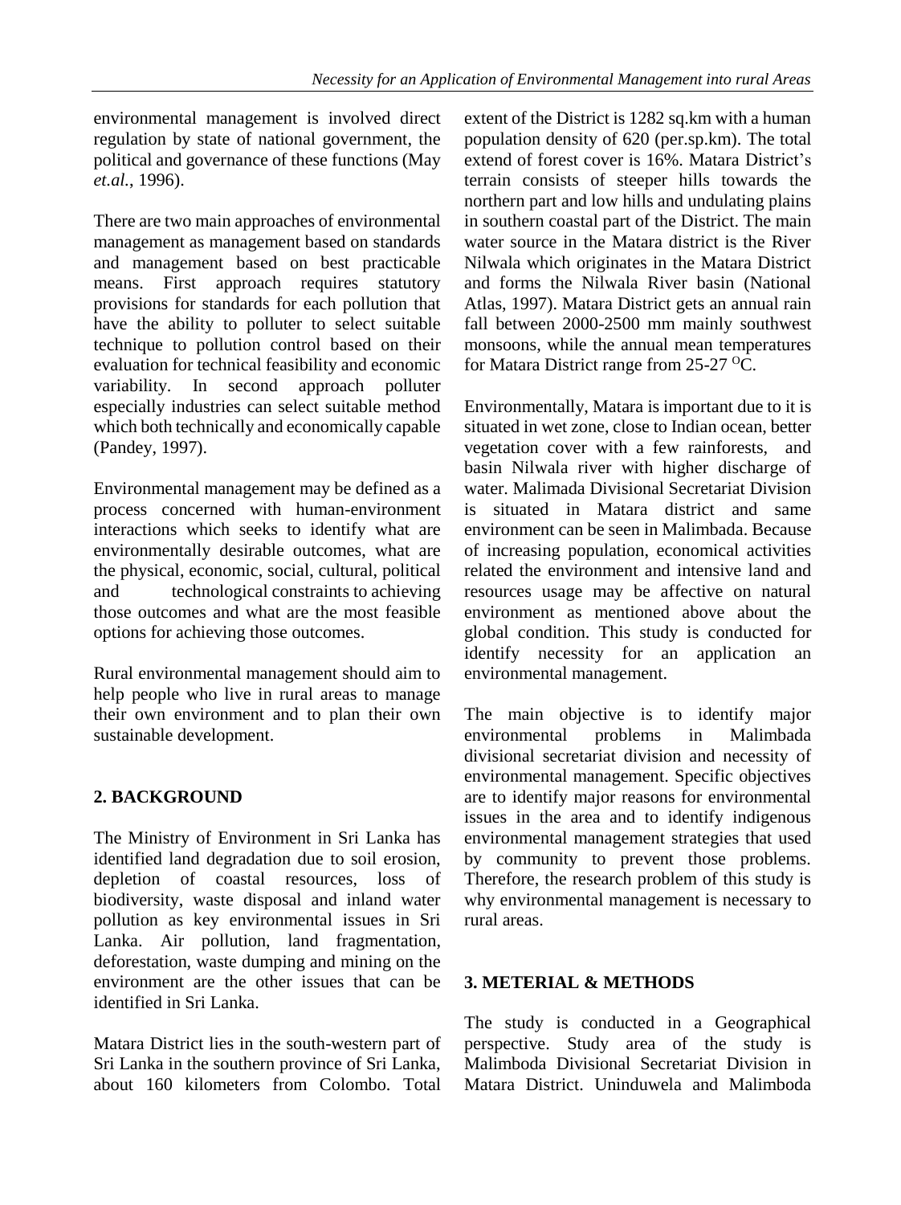environmental management is involved direct regulation by state of national government, the political and governance of these functions (May *et.al.*, 1996).

There are two main approaches of environmental management as management based on standards and management based on best practicable means. First approach requires statutory provisions for standards for each pollution that have the ability to polluter to select suitable technique to pollution control based on their evaluation for technical feasibility and economic variability. In second approach polluter especially industries can select suitable method which both technically and economically capable (Pandey, 1997).

Environmental management may be defined as a process concerned with human-environment interactions which seeks to identify what are environmentally desirable outcomes, what are the physical, economic, social, cultural, political and technological constraints to achieving those outcomes and what are the most feasible options for achieving those outcomes.

Rural environmental management should aim to help people who live in rural areas to manage their own environment and to plan their own sustainable development.

## 2. BACKGROUND

The Ministry of Environment in Sri Lanka has identified land degradation due to soil erosion, depletion of coastal resources, loss of biodiversity, waste disposal and inland water pollution as key environmental issues in Sri Lanka. Air pollution, land fragmentation, deforestation, waste dumping and mining on the environment are the other issues that can be identified in Sri Lanka.

Matara District lies in the south-western part of Sri Lanka in the southern province of Sri Lanka, about 160 kilometers from Colombo. Total extent of the District is 1282 sq.km with a human population density of 620 (per.sp.km). The total extend of forest cover is 16%. Matara District's terrain consists of steeper hills towards the northern part and low hills and undulating plains in southern coastal part of the District. The main water source in the Matara district is the River Nilwala which originates in the Matara District and forms the Nilwala River basin (National Atlas, 1997). Matara District gets an annual rain fall between 2000-2500 mm mainly southwest monsoons, while the annual mean temperatures for Matara District range from 25-27 $^{O}$C.

Environmentally, Matara is important due to it is situated in wet zone, close to Indian ocean, better vegetation cover with a few rainforests, and basin Nilwala river with higher discharge of water. Malimada Divisional Secretariat Division is situated in Matara district and same environment can be seen in Malimbada. Because of increasing population, economical activities related the environment and intensive land and resources usage may be affective on natural environment as mentioned above about the global condition. This study is conducted for identify necessity for an application an environmental management.

The main objective is to identify major environmental problems in Malimbada divisional secretariat division and necessity of environmental management. Specific objectives are to identify major reasons for environmental issues in the area and to identify indigenous environmental management strategies that used by community to prevent those problems. Therefore, the research problem of this study is why environmental management is necessary to rural areas.

## 3. METERIAL & METHODS

The study is conducted in a Geographical perspective. Study area of the study is Malimboda Divisional Secretariat Division in Matara District. Uninduwela and Malimboda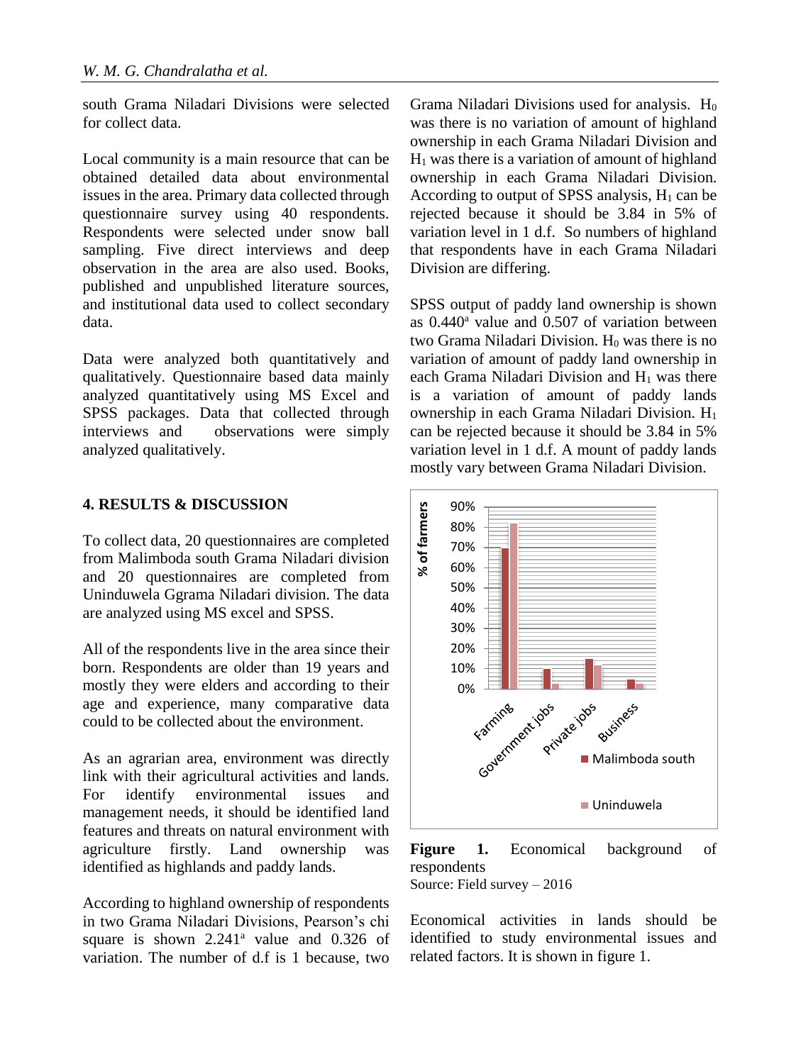south Grama Niladari Divisions were selected for collect data.

Local community is a main resource that can be obtained detailed data about environmental issues in the area. Primary data collected through questionnaire survey using 40 respondents. Respondents were selected under snow ball sampling. Five direct interviews and deep observation in the area are also used. Books, published and unpublished literature sources, and institutional data used to collect secondary data.

Data were analyzed both quantitatively and qualitatively. Questionnaire based data mainly analyzed quantitatively using MS Excel and SPSS packages. Data that collected through interviews and observations were simply analyzed qualitatively.

## 4. RESULTS & DISCUSSION

To collect data, 20 questionnaires are completed from Malimboda south Grama Niladari division and 20 questionnaires are completed from Uninduwela Ggrama Niladari division. The data are analyzed using MS excel and SPSS.

All of the respondents live in the area since their born. Respondents are older than 19 years and mostly they were elders and according to their age and experience, many comparative data could to be collected about the environment.

As an agrarian area, environment was directly link with their agricultural activities and lands. For identify environmental issues and management needs, it should be identified land features and threats on natural environment with agriculture firstly. Land ownership was identified as highlands and paddy lands.

According to highland ownership of respondents in two Grama Niladari Divisions, Pearson's chi square is shown 2.241[a] value and 0.326 of variation. The number of d.f is 1 because, two Grama Niladari Divisions used for analysis. $H_0$ was there is no variation of amount of highland ownership in each Grama Niladari Division and $H_1$ was there is a variation of amount of highland ownership in each Grama Niladari Division. According to output of SPSS analysis, $H_1$ can be rejected because it should be 3.84 in 5% of variation level in 1 d.f. So numbers of highland that respondents have in each Grama Niladari Division are differing.

SPSS output of paddy land ownership is shown as 0.440[a] value and 0.507 of variation between two Grama Niladari Division. $H_0$ was there is no variation of amount of paddy land ownership in each Grama Niladari Division and $H_1$ was there is a variation of amount of paddy lands ownership in each Grama Niladari Division. $H_1$ can be rejected because it should be 3.84 in 5% variation level in 1 d.f. A mount of paddy lands mostly vary between Grama Niladari Division.

**Figure 1.** Economical background of respondents
Source: Field survey – 2016

Economical activities in lands should be identified to study environmental issues and related factors. It is shown in figure 1.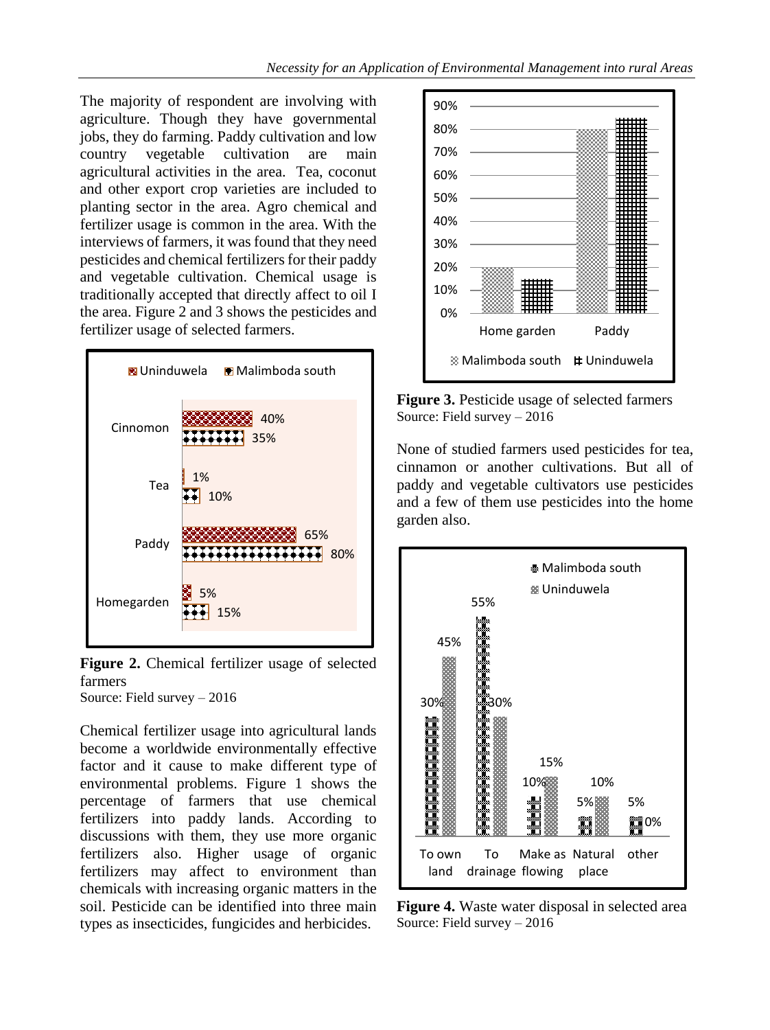The majority of respondent are involving with agriculture. Though they have governmental jobs, they do farming. Paddy cultivation and low country vegetable cultivation are main agricultural activities in the area. Tea, coconut and other export crop varieties are included to planting sector in the area. Agro chemical and fertilizer usage is common in the area. With the interviews of farmers, it was found that they need pesticides and chemical fertilizers for their paddy and vegetable cultivation. Chemical usage is traditionally accepted that directly affect to oil I the area. Figure 2 and 3 shows the pesticides and fertilizer usage of selected farmers.

**Figure 2.** Chemical fertilizer usage of selected farmers
Source: Field survey – 2016

Chemical fertilizer usage into agricultural lands become a worldwide environmentally effective factor and it cause to make different type of environmental problems. Figure 1 shows the percentage of farmers that use chemical fertilizers into paddy lands. According to discussions with them, they use more organic fertilizers also. Higher usage of organic fertilizers may affect to environment than chemicals with increasing organic matters in the soil. Pesticide can be identified into three main types as insecticides, fungicides and herbicides.

**Figure 3.** Pesticide usage of selected farmers
Source: Field survey – 2016

None of studied farmers used pesticides for tea, cinnamon or another cultivations. But all of paddy and vegetable cultivators use pesticides and a few of them use pesticides into the home garden also.

**Figure 4.** Waste water disposal in selected area
Source: Field survey – 2016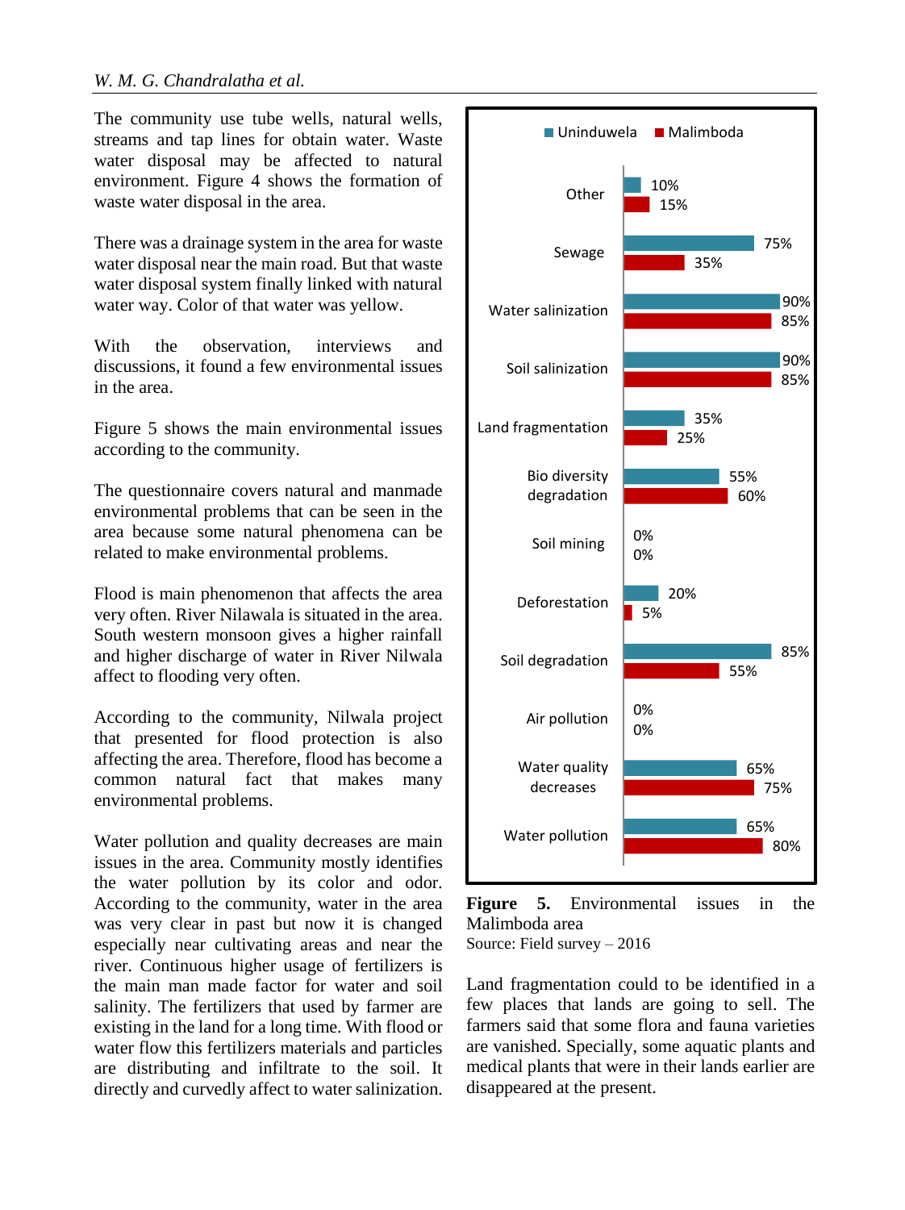The community use tube wells, natural wells, streams and tap lines for obtain water. Waste water disposal may be affected to natural environment. Figure 4 shows the formation of waste water disposal in the area.

There was a drainage system in the area for waste water disposal near the main road. But that waste water disposal system finally linked with natural water way. Color of that water was yellow.

With the observation, interviews and discussions, it found a few environmental issues in the area.

Figure 5 shows the main environmental issues according to the community.

The questionnaire covers natural and manmade environmental problems that can be seen in the area because some natural phenomena can be related to make environmental problems.

Flood is main phenomenon that affects the area very often. River Nilawala is situated in the area. South western monsoon gives a higher rainfall and higher discharge of water in River Nilwala affect to flooding very often.

According to the community, Nilwala project that presented for flood protection is also affecting the area. Therefore, flood has become a common natural fact that makes many environmental problems.

Water pollution and quality decreases are main issues in the area. Community mostly identifies the water pollution by its color and odor. According to the community, water in the area was very clear in past but now it is changed especially near cultivating areas and near the river. Continuous higher usage of fertilizers is the main man made factor for water and soil salinity. The fertilizers that used by farmer are existing in the land for a long time. With flood or water flow this fertilizers materials and particles are distributing and infiltrate to the soil. It directly and curvedly affect to water salinization.

| Issue | Uninduwela | Malimboda |
|---|---|---|
| Other | 10% | 15% |
| Sewage | 75% | 35% |
| Water salinization | 90% | 85% |
| Soil salinization | 90% | 85% |
| Land fragmentation | 35% | 25% |
| Bio diversity degradation | 55% | 60% |
| Soil mining | 0% | 0% |
| Deforestation | 20% | 5% |
| Soil degradation | 85% | 55% |
| Air pollution | 0% | 0% |
| Water quality decreases | 65% | 75% |
| Water pollution | 65% | 80% |

**Figure 5.** Environmental issues in the Malimboda area
Source: Field survey – 2016

Land fragmentation could to be identified in a few places that lands are going to sell. The farmers said that some flora and fauna varieties are vanished. Specially, some aquatic plants and medical plants that were in their lands earlier are disappeared at the present.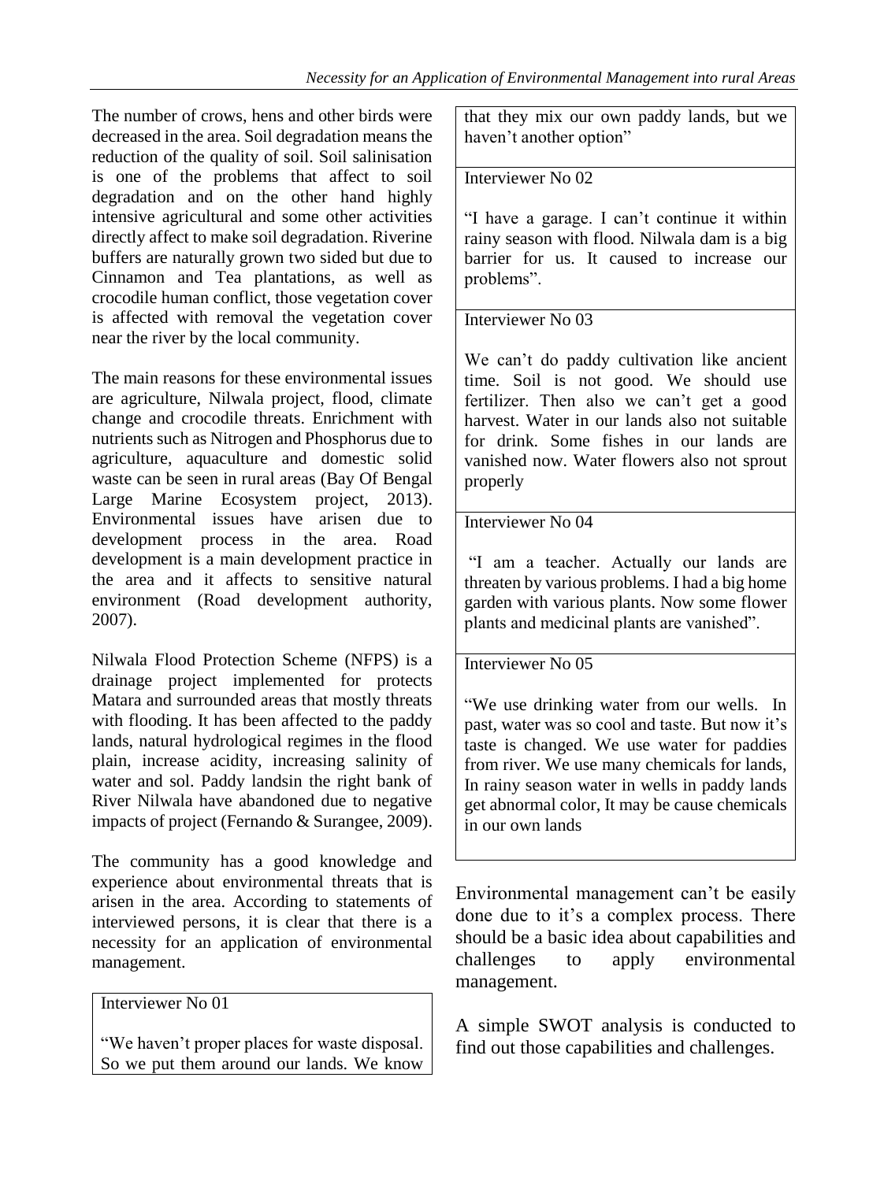The number of crows, hens and other birds were decreased in the area. Soil degradation means the reduction of the quality of soil. Soil salinisation is one of the problems that affect to soil degradation and on the other hand highly intensive agricultural and some other activities directly affect to make soil degradation. Riverine buffers are naturally grown two sided but due to Cinnamon and Tea plantations, as well as crocodile human conflict, those vegetation cover is affected with removal the vegetation cover near the river by the local community.

The main reasons for these environmental issues are agriculture, Nilwala project, flood, climate change and crocodile threats. Enrichment with nutrients such as Nitrogen and Phosphorus due to agriculture, aquaculture and domestic solid waste can be seen in rural areas (Bay Of Bengal Large Marine Ecosystem project, 2013). Environmental issues have arisen due to development process in the area. Road development is a main development practice in the area and it affects to sensitive natural environment (Road development authority, 2007).

Nilwala Flood Protection Scheme (NFPS) is a drainage project implemented for protects Matara and surrounded areas that mostly threats with flooding. It has been affected to the paddy lands, natural hydrological regimes in the flood plain, increase acidity, increasing salinity of water and sol. Paddy landsin the right bank of River Nilwala have abandoned due to negative impacts of project (Fernando & Surangee, 2009).

The community has a good knowledge and experience about environmental threats that is arisen in the area. According to statements of interviewed persons, it is clear that there is a necessity for an application of environmental management.

| Interviewer No 01 |
|---|
| "We haven't proper places for waste disposal. So we put them around our lands. We know that they mix our own paddy lands, but we haven't another option" |
| Interviewer No 02 |
| "I have a garage. I can't continue it within rainy season with flood. Nilwala dam is a big barrier for us. It caused to increase our problems". |
| Interviewer No 03 |
| We can't do paddy cultivation like ancient time. Soil is not good. We should use fertilizer. Then also we can't get a good harvest. Water in our lands also not suitable for drink. Some fishes in our lands are vanished now. Water flowers also not sprout properly |
| Interviewer No 04 |
| "I am a teacher. Actually our lands are threaten by various problems. I had a big home garden with various plants. Now some flower plants and medicinal plants are vanished". |
| Interviewer No 05 |
| "We use drinking water from our wells. In past, water was so cool and taste. But now it's taste is changed. We use water for paddies from river. We use many chemicals for lands, In rainy season water in wells in paddy lands get abnormal color, It may be cause chemicals in our own lands |

Environmental management can't be easily done due to it's a complex process. There should be a basic idea about capabilities and challenges to apply environmental management.

A simple SWOT analysis is conducted to find out those capabilities and challenges.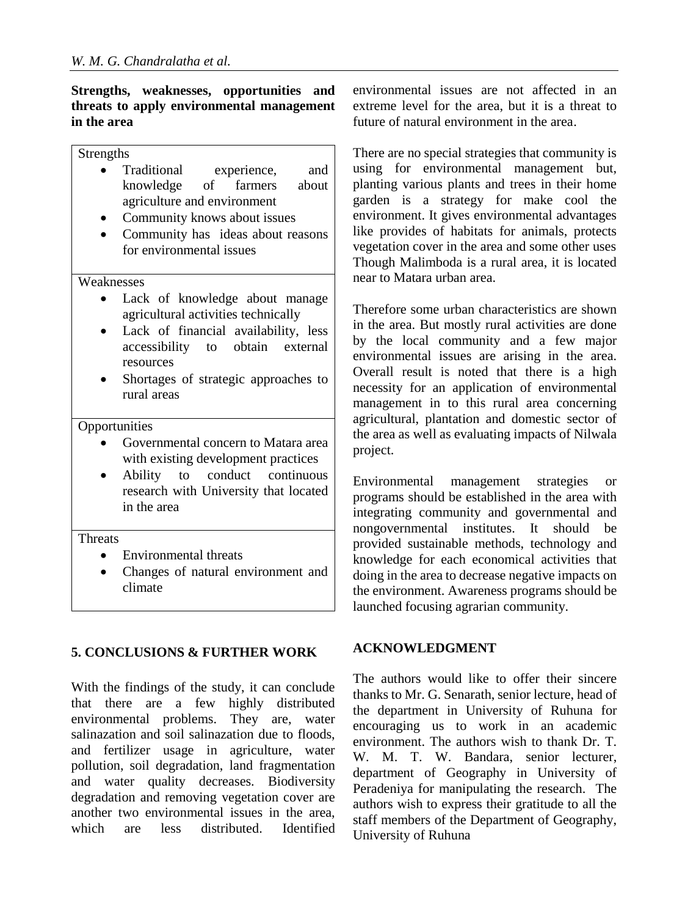**Strengths, weaknesses, opportunities and threats to apply environmental management in the area**

| |
|---|
| Strengths<br>• Traditional experience, and knowledge of farmers about agriculture and environment<br>• Community knows about issues<br>• Community has ideas about reasons for environmental issues |
| Weaknesses<br>• Lack of knowledge about manage agricultural activities technically<br>• Lack of financial availability, less accessibility to obtain external resources<br>• Shortages of strategic approaches to rural areas |
| Opportunities<br>• Governmental concern to Matara area with existing development practices<br>• Ability to conduct continuous research with University that located in the area |
| Threats<br>• Environmental threats<br>• Changes of natural environment and climate |

## 5. CONCLUSIONS & FURTHER WORK

With the findings of the study, it can conclude that there are a few highly distributed environmental problems. They are, water salinazation and soil salinazation due to floods, and fertilizer usage in agriculture, water pollution, soil degradation, land fragmentation and water quality decreases. Biodiversity degradation and removing vegetation cover are another two environmental issues in the area, which are less distributed. Identified environmental issues are not affected in an extreme level for the area, but it is a threat to future of natural environment in the area.

There are no special strategies that community is using for environmental management but, planting various plants and trees in their home garden is a strategy for make cool the environment. It gives environmental advantages like provides of habitats for animals, protects vegetation cover in the area and some other uses Though Malimboda is a rural area, it is located near to Matara urban area.

Therefore some urban characteristics are shown in the area. But mostly rural activities are done by the local community and a few major environmental issues are arising in the area. Overall result is noted that there is a high necessity for an application of environmental management in to this rural area concerning agricultural, plantation and domestic sector of the area as well as evaluating impacts of Nilwala project.

Environmental management strategies or programs should be established in the area with integrating community and governmental and nongovernmental institutes. It should be provided sustainable methods, technology and knowledge for each economical activities that doing in the area to decrease negative impacts on the environment. Awareness programs should be launched focusing agrarian community.

## ACKNOWLEDGMENT

The authors would like to offer their sincere thanks to Mr. G. Senarath, senior lecture, head of the department in University of Ruhuna for encouraging us to work in an academic environment. The authors wish to thank Dr. T. W. M. T. W. Bandara, senior lecturer, department of Geography in University of Peradeniya for manipulating the research. The authors wish to express their gratitude to all the staff members of the Department of Geography, University of Ruhuna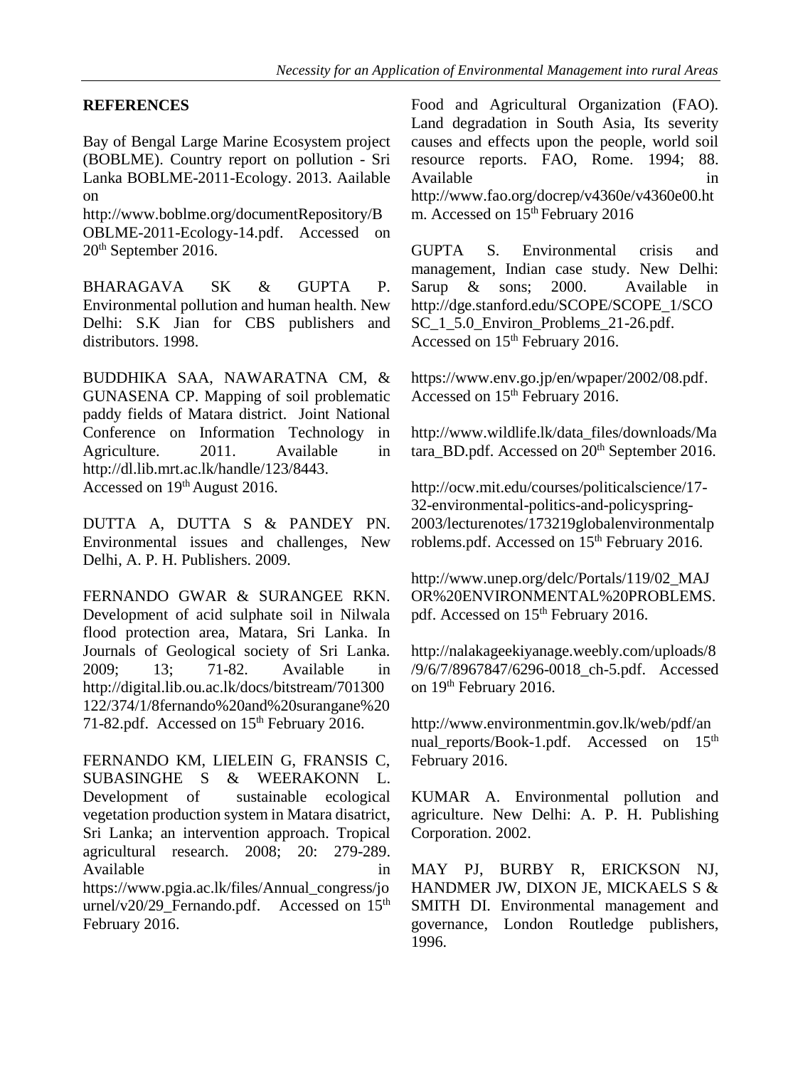## REFERENCES

Bay of Bengal Large Marine Ecosystem project (BOBLME). Country report on pollution - Sri Lanka BOBLME-2011-Ecology. 2013. Aailable on http://www.boblme.org/documentRepository/BOBLME-2011-Ecology-14.pdf. Accessed on 20th September 2016.

BHARAGAVA SK & GUPTA P. Environmental pollution and human health. New Delhi: S.K Jian for CBS publishers and distributors. 1998.

BUDDHIKA SAA, NAWARATNA CM, & GUNASENA CP. Mapping of soil problematic paddy fields of Matara district. Joint National Conference on Information Technology in Agriculture. 2011. Available in http://dl.lib.mrt.ac.lk/handle/123/8443. Accessed on 19th August 2016.

DUTTA A, DUTTA S & PANDEY PN. Environmental issues and challenges, New Delhi, A. P. H. Publishers. 2009.

FERNANDO GWAR & SURANGEE RKN. Development of acid sulphate soil in Nilwala flood protection area, Matara, Sri Lanka. In Journals of Geological society of Sri Lanka. 2009; 13; 71-82. Available in http://digital.lib.ou.ac.lk/docs/bitstream/701300122/374/1/8fernando%20and%20surangane%2071-82.pdf. Accessed on 15th February 2016.

FERNANDO KM, LIELEIN G, FRANSIS C, SUBASINGHE S & WEERAKONN L. Development of sustainable ecological vegetation production system in Matara disatrict, Sri Lanka; an intervention approach. Tropical agricultural research. 2008; 20: 279-289. Available in https://www.pgia.ac.lk/files/Annual_congress/journel/v20/29_Fernando.pdf. Accessed on 15th February 2016.

Food and Agricultural Organization (FAO). Land degradation in South Asia, Its severity causes and effects upon the people, world soil resource reports. FAO, Rome. 1994; 88. Available in http://www.fao.org/docrep/v4360e/v4360e00.htm. Accessed on 15th February 2016

GUPTA S. Environmental crisis and management, Indian case study. New Delhi: Sarup & sons; 2000. Available in http://dge.stanford.edu/SCOPE/SCOPE_1/SCOSC_1_5.0_Environ_Problems_21-26.pdf. Accessed on 15th February 2016.

https://www.env.go.jp/en/wpaper/2002/08.pdf. Accessed on 15th February 2016.

http://www.wildlife.lk/data_files/downloads/Matara_BD.pdf. Accessed on 20th September 2016.

http://ocw.mit.edu/courses/politicalscience/17-32-environmental-politics-and-policyspring-2003/lecturenotes/173219globalenvironmentalproblems.pdf. Accessed on 15th February 2016.

http://www.unep.org/delc/Portals/119/02_MAJOR%20ENVIRONMENTAL%20PROBLEMS.pdf. Accessed on 15th February 2016.

http://nalakageekiyanage.weebly.com/uploads/8/9/6/7/8967847/6296-0018_ch-5.pdf. Accessed on 19th February 2016.

http://www.environmentmin.gov.lk/web/pdf/annual_reports/Book-1.pdf. Accessed on 15th February 2016.

KUMAR A. Environmental pollution and agriculture. New Delhi: A. P. H. Publishing Corporation. 2002.

MAY PJ, BURBY R, ERICKSON NJ, HANDMER JW, DIXON JE, MICKAELS S & SMITH DI. Environmental management and governance, London Routledge publishers, 1996.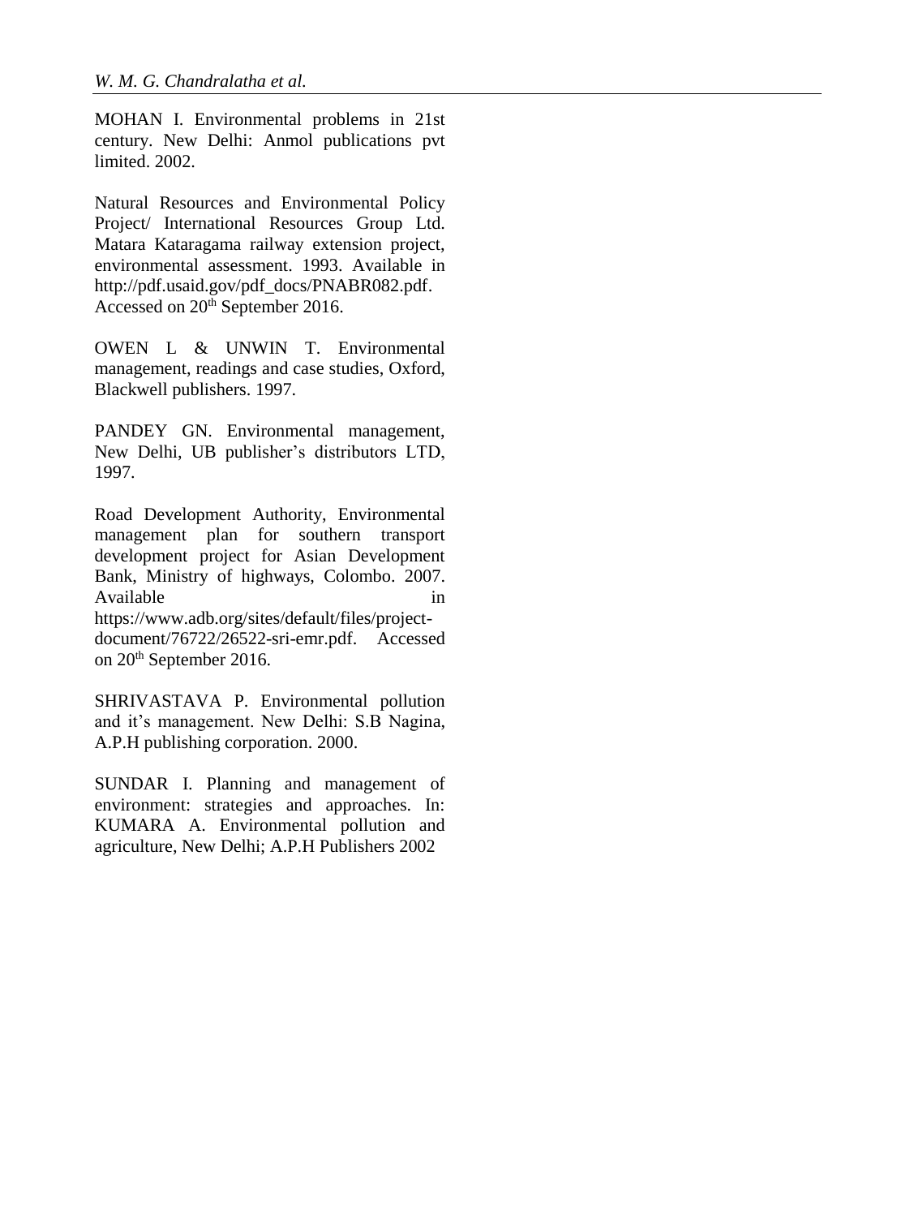MOHAN I. Environmental problems in 21st century. New Delhi: Anmol publications pvt limited. 2002.

Natural Resources and Environmental Policy Project/ International Resources Group Ltd. Matara Kataragama railway extension project, environmental assessment. 1993. Available in http://pdf.usaid.gov/pdf_docs/PNABR082.pdf. Accessed on 20[th] September 2016.

OWEN L & UNWIN T. Environmental management, readings and case studies, Oxford, Blackwell publishers. 1997.

PANDEY GN. Environmental management, New Delhi, UB publisher's distributors LTD, 1997.

Road Development Authority, Environmental management plan for southern transport development project for Asian Development Bank, Ministry of highways, Colombo. 2007. Available in https://www.adb.org/sites/default/files/project-document/76722/26522-sri-emr.pdf. Accessed on 20[th] September 2016.

SHRIVASTAVA P. Environmental pollution and it's management. New Delhi: S.B Nagina, A.P.H publishing corporation. 2000.

SUNDAR I. Planning and management of environment: strategies and approaches. In: KUMARA A. Environmental pollution and agriculture, New Delhi; A.P.H Publishers 2002